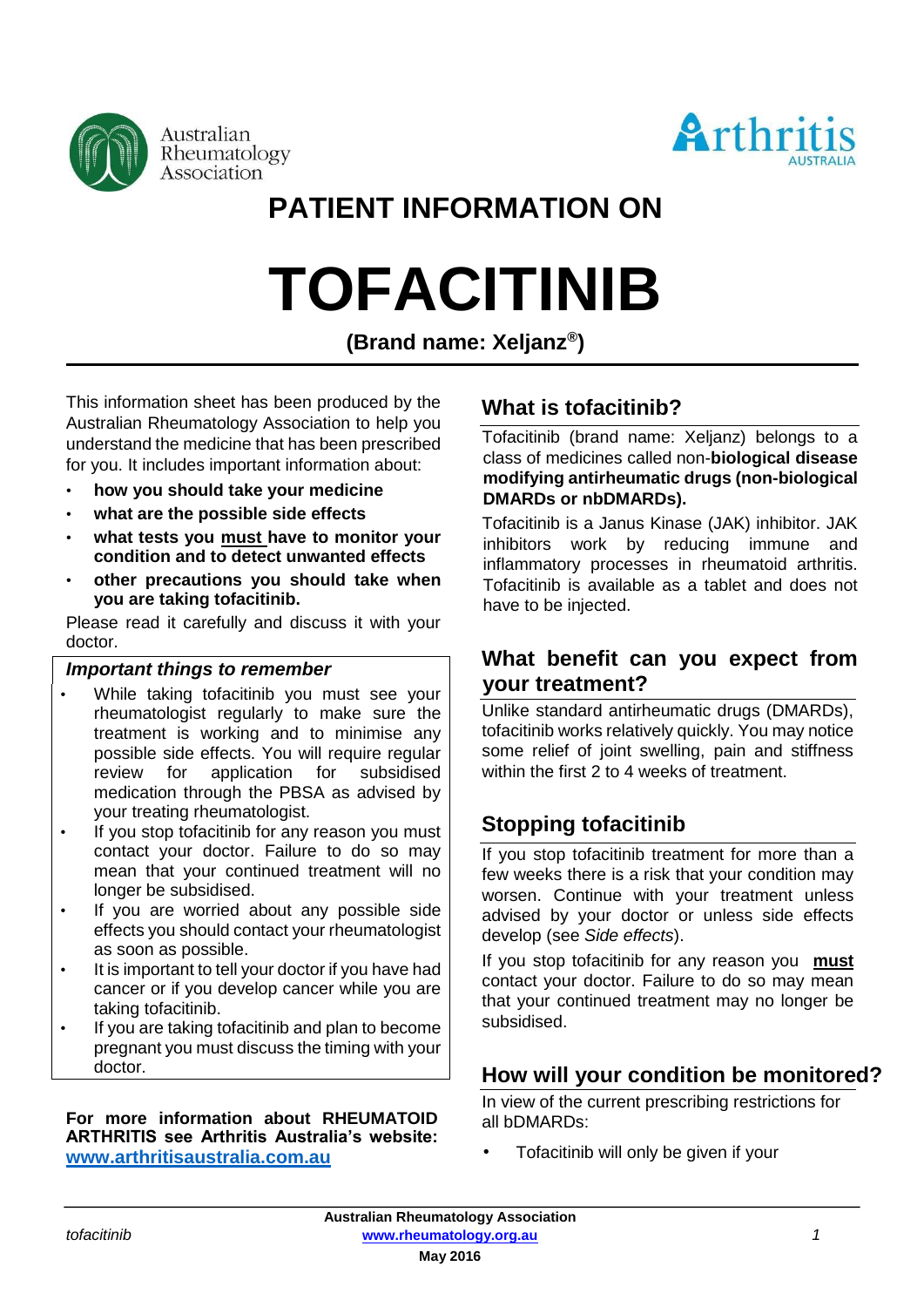Australian Rheumatology Association

Arthritis AUSTRALIA

# PATIENT INFORMATION ON

# TOFACITINIB

**(Brand name: Xeljanz®)**

This information sheet has been produced by the Australian Rheumatology Association to help you understand the medicine that has been prescribed for you. It includes important information about:

- **how you should take your medicine**
- **what are the possible side effects**
- **what tests you must have to monitor your condition and to detect unwanted effects**
- **other precautions you should take when you are taking tofacitinib.**

Please read it carefully and discuss it with your doctor.

***Important things to remember***

- While taking tofacitinib you must see your rheumatologist regularly to make sure the treatment is working and to minimise any possible side effects. You will require regular review for application for subsidised medication through the PBSA as advised by your treating rheumatologist.
- If you stop tofacitinib for any reason you must contact your doctor. Failure to do so may mean that your continued treatment will no longer be subsidised.
- If you are worried about any possible side effects you should contact your rheumatologist as soon as possible.
- It is important to tell your doctor if you have had cancer or if you develop cancer while you are taking tofacitinib.
- If you are taking tofacitinib and plan to become pregnant you must discuss the timing with your doctor.

**For more information about RHEUMATOID ARTHRITIS see Arthritis Australia's website: www.arthritisaustralia.com.au**

## What is tofacitinib?

Tofacitinib (brand name: Xeljanz) belongs to a class of medicines called non-**biological disease modifying antirheumatic drugs (non-biological DMARDs or nbDMARDs).**

Tofacitinib is a Janus Kinase (JAK) inhibitor. JAK inhibitors work by reducing immune and inflammatory processes in rheumatoid arthritis. Tofacitinib is available as a tablet and does not have to be injected.

## What benefit can you expect from your treatment?

Unlike standard antirheumatic drugs (DMARDs), tofacitinib works relatively quickly. You may notice some relief of joint swelling, pain and stiffness within the first 2 to 4 weeks of treatment.

## Stopping tofacitinib

If you stop tofacitinib treatment for more than a few weeks there is a risk that your condition may worsen. Continue with your treatment unless advised by your doctor or unless side effects develop (see *Side effects*).

If you stop tofacitinib for any reason you **must** contact your doctor. Failure to do so may mean that your continued treatment may no longer be subsidised.

## How will your condition be monitored?

In view of the current prescribing restrictions for all bDMARDs:

- Tofacitinib will only be given if your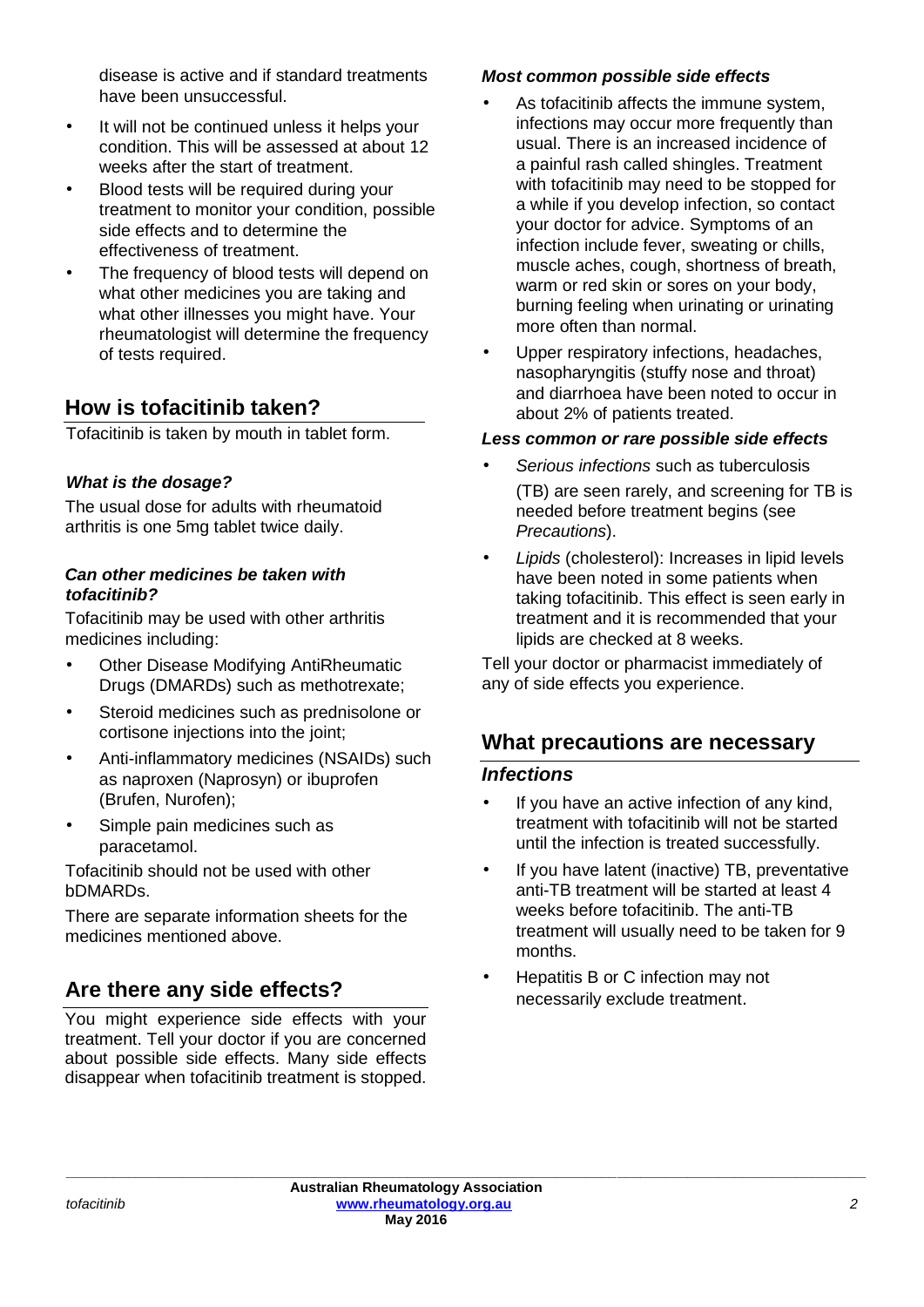disease is active and if standard treatments have been unsuccessful.

- It will not be continued unless it helps your condition. This will be assessed at about 12 weeks after the start of treatment.
- Blood tests will be required during your treatment to monitor your condition, possible side effects and to determine the effectiveness of treatment.
- The frequency of blood tests will depend on what other medicines you are taking and what other illnesses you might have. Your rheumatologist will determine the frequency of tests required.

## How is tofacitinib taken?

Tofacitinib is taken by mouth in tablet form.

### *What is the dosage?*

The usual dose for adults with rheumatoid arthritis is one 5mg tablet twice daily.

### *Can other medicines be taken with tofacitinib?*

Tofacitinib may be used with other arthritis medicines including:

- Other Disease Modifying AntiRheumatic Drugs (DMARDs) such as methotrexate;
- Steroid medicines such as prednisolone or cortisone injections into the joint;
- Anti-inflammatory medicines (NSAIDs) such as naproxen (Naprosyn) or ibuprofen (Brufen, Nurofen);
- Simple pain medicines such as paracetamol.

Tofacitinib should not be used with other bDMARDs.

There are separate information sheets for the medicines mentioned above.

## Are there any side effects?

You might experience side effects with your treatment. Tell your doctor if you are concerned about possible side effects. Many side effects disappear when tofacitinib treatment is stopped.

### *Most common possible side effects*

- As tofacitinib affects the immune system, infections may occur more frequently than usual. There is an increased incidence of a painful rash called shingles. Treatment with tofacitinib may need to be stopped for a while if you develop infection, so contact your doctor for advice. Symptoms of an infection include fever, sweating or chills, muscle aches, cough, shortness of breath, warm or red skin or sores on your body, burning feeling when urinating or urinating more often than normal.
- Upper respiratory infections, headaches, nasopharyngitis (stuffy nose and throat) and diarrhoea have been noted to occur in about 2% of patients treated.

### *Less common or rare possible side effects*

- *Serious infections* such as tuberculosis (TB) are seen rarely, and screening for TB is needed before treatment begins (see *Precautions*).
- *Lipids* (cholesterol): Increases in lipid levels have been noted in some patients when taking tofacitinib. This effect is seen early in treatment and it is recommended that your lipids are checked at 8 weeks.

Tell your doctor or pharmacist immediately of any of side effects you experience.

## What precautions are necessary

### *Infections*

- If you have an active infection of any kind, treatment with tofacitinib will not be started until the infection is treated successfully.
- If you have latent (inactive) TB, preventative anti-TB treatment will be started at least 4 weeks before tofacitinib. The anti-TB treatment will usually need to be taken for 9 months.
- Hepatitis B or C infection may not necessarily exclude treatment.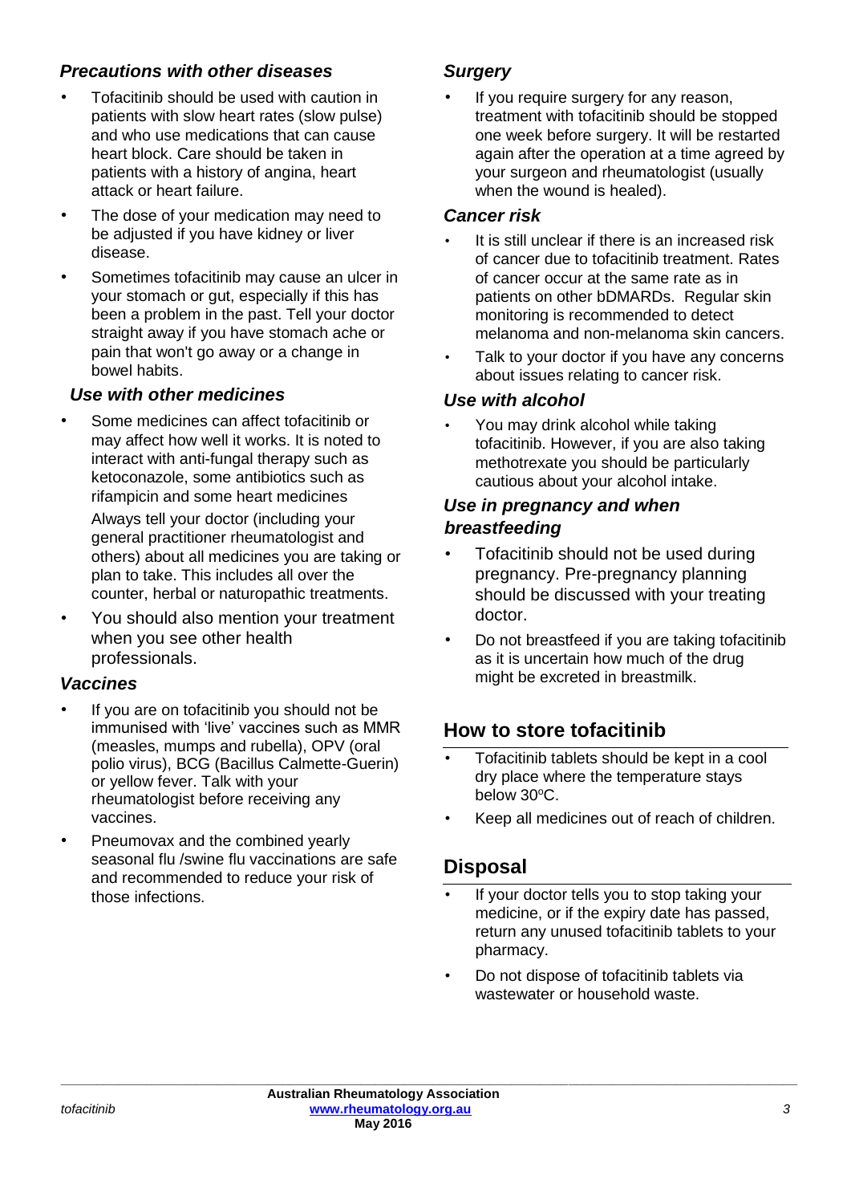### *Precautions with other diseases*

- Tofacitinib should be used with caution in patients with slow heart rates (slow pulse) and who use medications that can cause heart block. Care should be taken in patients with a history of angina, heart attack or heart failure.
- The dose of your medication may need to be adjusted if you have kidney or liver disease.
- Sometimes tofacitinib may cause an ulcer in your stomach or gut, especially if this has been a problem in the past. Tell your doctor straight away if you have stomach ache or pain that won't go away or a change in bowel habits.

### *Use with other medicines*

- Some medicines can affect tofacitinib or may affect how well it works. It is noted to interact with anti-fungal therapy such as ketoconazole, some antibiotics such as rifampicin and some heart medicines

  Always tell your doctor (including your general practitioner rheumatologist and others) about all medicines you are taking or plan to take. This includes all over the counter, herbal or naturopathic treatments.
- You should also mention your treatment when you see other health professionals.

### *Vaccines*

- If you are on tofacitinib you should not be immunised with 'live' vaccines such as MMR (measles, mumps and rubella), OPV (oral polio virus), BCG (Bacillus Calmette-Guerin) or yellow fever. Talk with your rheumatologist before receiving any vaccines.
- Pneumovax and the combined yearly seasonal flu /swine flu vaccinations are safe and recommended to reduce your risk of those infections.

### *Surgery*

- If you require surgery for any reason, treatment with tofacitinib should be stopped one week before surgery. It will be restarted again after the operation at a time agreed by your surgeon and rheumatologist (usually when the wound is healed).

### *Cancer risk*

- It is still unclear if there is an increased risk of cancer due to tofacitinib treatment. Rates of cancer occur at the same rate as in patients on other bDMARDs. Regular skin monitoring is recommended to detect melanoma and non-melanoma skin cancers.
- Talk to your doctor if you have any concerns about issues relating to cancer risk.

### *Use with alcohol*

- You may drink alcohol while taking tofacitinib. However, if you are also taking methotrexate you should be particularly cautious about your alcohol intake.

### *Use in pregnancy and when breastfeeding*

- Tofacitinib should not be used during pregnancy. Pre-pregnancy planning should be discussed with your treating doctor.
- Do not breastfeed if you are taking tofacitinib as it is uncertain how much of the drug might be excreted in breastmilk.

## How to store tofacitinib

- Tofacitinib tablets should be kept in a cool dry place where the temperature stays below 30°C.
- Keep all medicines out of reach of children.

## Disposal

- If your doctor tells you to stop taking your medicine, or if the expiry date has passed, return any unused tofacitinib tablets to your pharmacy.
- Do not dispose of tofacitinib tablets via wastewater or household waste.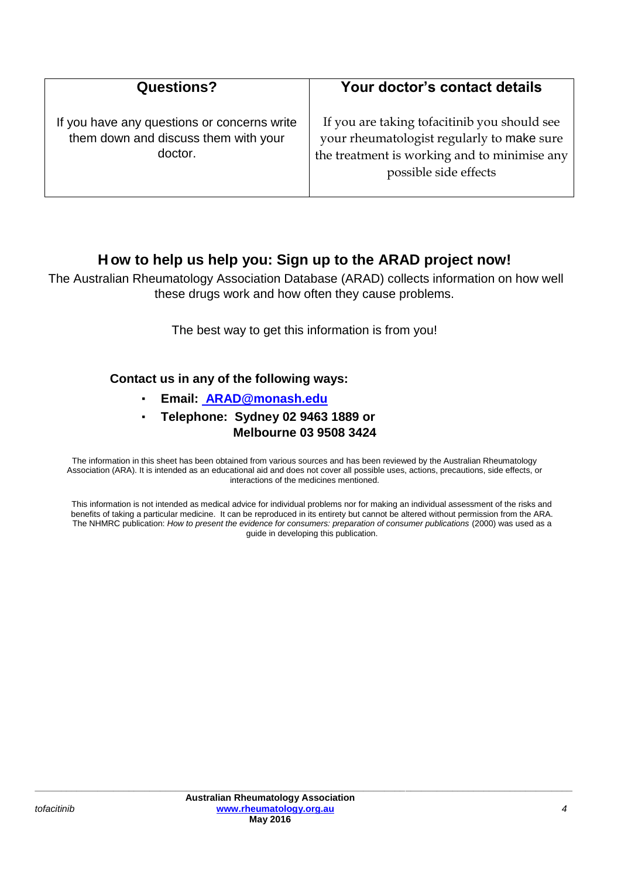| Questions? | Your doctor's contact details |
| --- | --- |
| If you have any questions or concerns write them down and discuss them with your doctor. | If you are taking tofacitinib you should see your rheumatologist regularly to make sure the treatment is working and to minimise any possible side effects |

## How to help us help you: Sign up to the ARAD project now!

The Australian Rheumatology Association Database (ARAD) collects information on how well these drugs work and how often they cause problems.

The best way to get this information is from you!

**Contact us in any of the following ways:**

- **Email: ARAD@monash.edu**
- **Telephone: Sydney 02 9463 1889 or Melbourne 03 9508 3424**

The information in this sheet has been obtained from various sources and has been reviewed by the Australian Rheumatology Association (ARA). It is intended as an educational aid and does not cover all possible uses, actions, precautions, side effects, or interactions of the medicines mentioned.

This information is not intended as medical advice for individual problems nor for making an individual assessment of the risks and benefits of taking a particular medicine. It can be reproduced in its entirety but cannot be altered without permission from the ARA. The NHMRC publication: *How to present the evidence for consumers: preparation of consumer publications* (2000) was used as a guide in developing this publication.